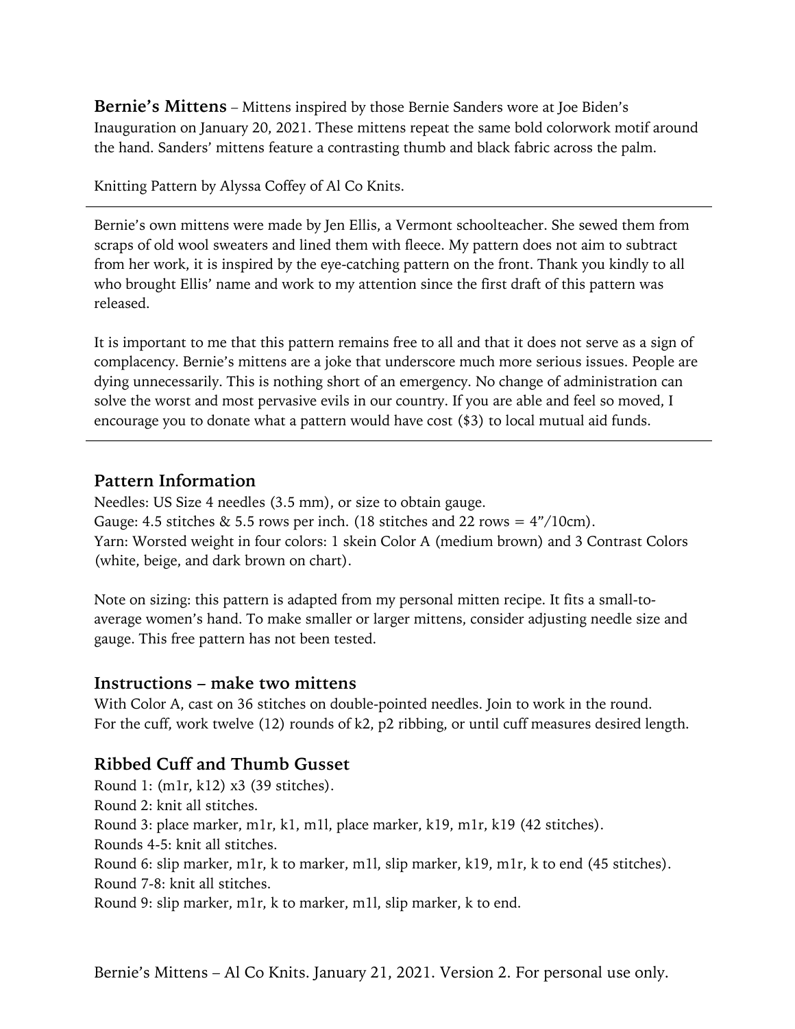**Bernie's Mittens** – Mittens inspired by those Bernie Sanders wore at Joe Biden's Inauguration on January 20, 2021. These mittens repeat the same bold colorwork motif around the hand. Sanders' mittens feature a contrasting thumb and black fabric across the palm.

Knitting Pattern by Alyssa Coffey of Al Co Knits.

---

Bernie's own mittens were made by Jen Ellis, a Vermont schoolteacher. She sewed them from scraps of old wool sweaters and lined them with fleece. My pattern does not aim to subtract from her work, it is inspired by the eye-catching pattern on the front. Thank you kindly to all who brought Ellis' name and work to my attention since the first draft of this pattern was released.

It is important to me that this pattern remains free to all and that it does not serve as a sign of complacency. Bernie's mittens are a joke that underscore much more serious issues. People are dying unnecessarily. This is nothing short of an emergency. No change of administration can solve the worst and most pervasive evils in our country. If you are able and feel so moved, I encourage you to donate what a pattern would have cost ($3) to local mutual aid funds.

---

## Pattern Information

Needles: US Size 4 needles (3.5 mm), or size to obtain gauge.
Gauge: 4.5 stitches & 5.5 rows per inch. (18 stitches and 22 rows = 4"/10cm).
Yarn: Worsted weight in four colors: 1 skein Color A (medium brown) and 3 Contrast Colors (white, beige, and dark brown on chart).

Note on sizing: this pattern is adapted from my personal mitten recipe. It fits a small-to-average women's hand. To make smaller or larger mittens, consider adjusting needle size and gauge. This free pattern has not been tested.

## Instructions – make two mittens

With Color A, cast on 36 stitches on double-pointed needles. Join to work in the round.
For the cuff, work twelve (12) rounds of k2, p2 ribbing, or until cuff measures desired length.

## Ribbed Cuff and Thumb Gusset

Round 1: (m1r, k12) x3 (39 stitches).
Round 2: knit all stitches.
Round 3: place marker, m1r, k1, m1l, place marker, k19, m1r, k19 (42 stitches).
Rounds 4-5: knit all stitches.
Round 6: slip marker, m1r, k to marker, m1l, slip marker, k19, m1r, k to end (45 stitches).
Round 7-8: knit all stitches.
Round 9: slip marker, m1r, k to marker, m1l, slip marker, k to end.

Bernie's Mittens – Al Co Knits. January 21, 2021. Version 2. For personal use only.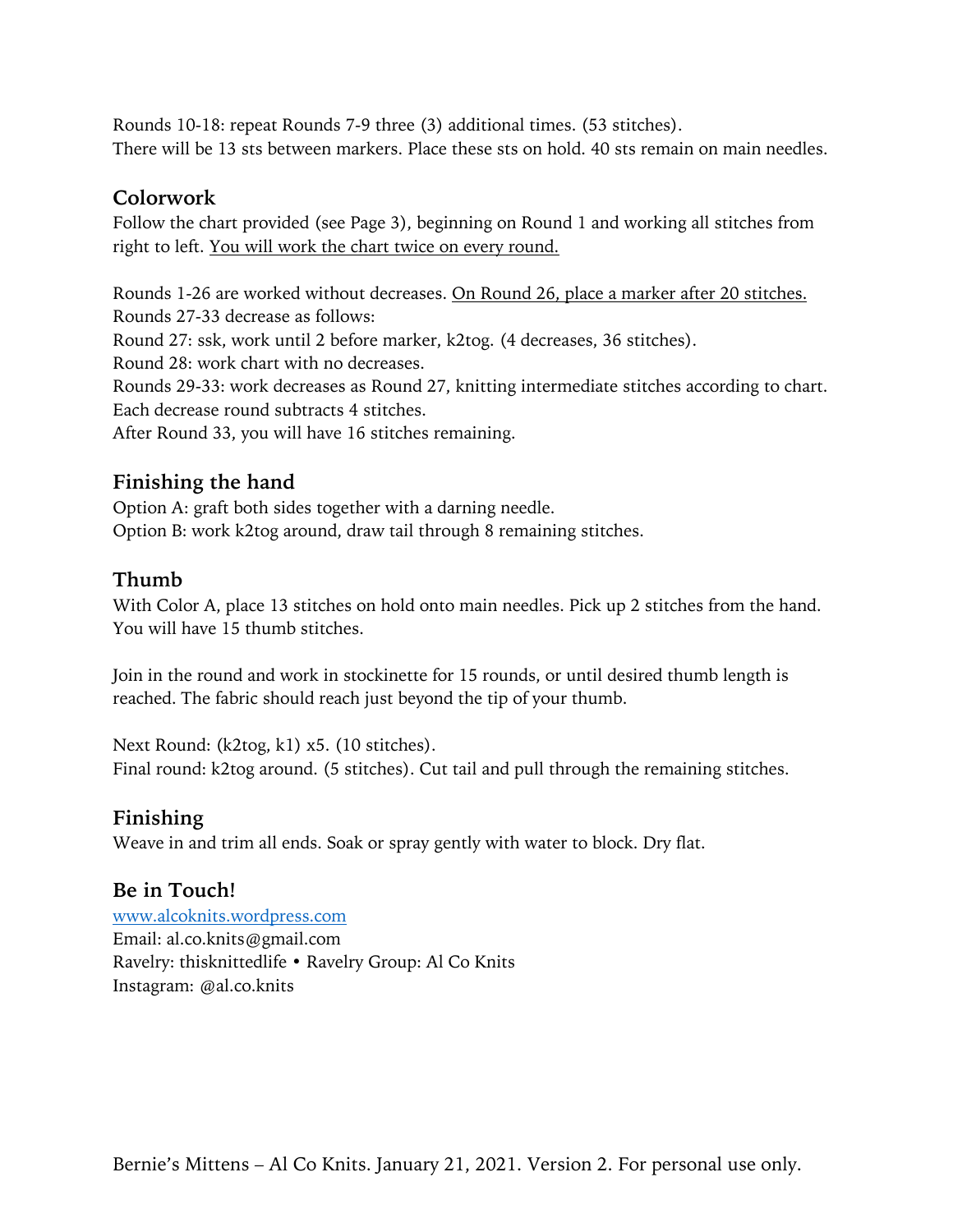Rounds 10-18: repeat Rounds 7-9 three (3) additional times. (53 stitches).
There will be 13 sts between markers. Place these sts on hold. 40 sts remain on main needles.

## Colorwork

Follow the chart provided (see Page 3), beginning on Round 1 and working all stitches from right to left. <u>You will work the chart twice on every round.</u>

Rounds 1-26 are worked without decreases. <u>On Round 26, place a marker after 20 stitches.</u>
Rounds 27-33 decrease as follows:
Round 27: ssk, work until 2 before marker, k2tog. (4 decreases, 36 stitches).
Round 28: work chart with no decreases.
Rounds 29-33: work decreases as Round 27, knitting intermediate stitches according to chart.
Each decrease round subtracts 4 stitches.
After Round 33, you will have 16 stitches remaining.

## Finishing the hand

Option A: graft both sides together with a darning needle.
Option B: work k2tog around, draw tail through 8 remaining stitches.

## Thumb

With Color A, place 13 stitches on hold onto main needles. Pick up 2 stitches from the hand. You will have 15 thumb stitches.

Join in the round and work in stockinette for 15 rounds, or until desired thumb length is reached. The fabric should reach just beyond the tip of your thumb.

Next Round: (k2tog, k1) x5. (10 stitches).
Final round: k2tog around. (5 stitches). Cut tail and pull through the remaining stitches.

## Finishing

Weave in and trim all ends. Soak or spray gently with water to block. Dry flat.

## Be in Touch!

[www.alcoknits.wordpress.com](http://www.alcoknits.wordpress.com)
Email: al.co.knits@gmail.com
Ravelry: thisknittedlife • Ravelry Group: Al Co Knits
Instagram: @al.co.knits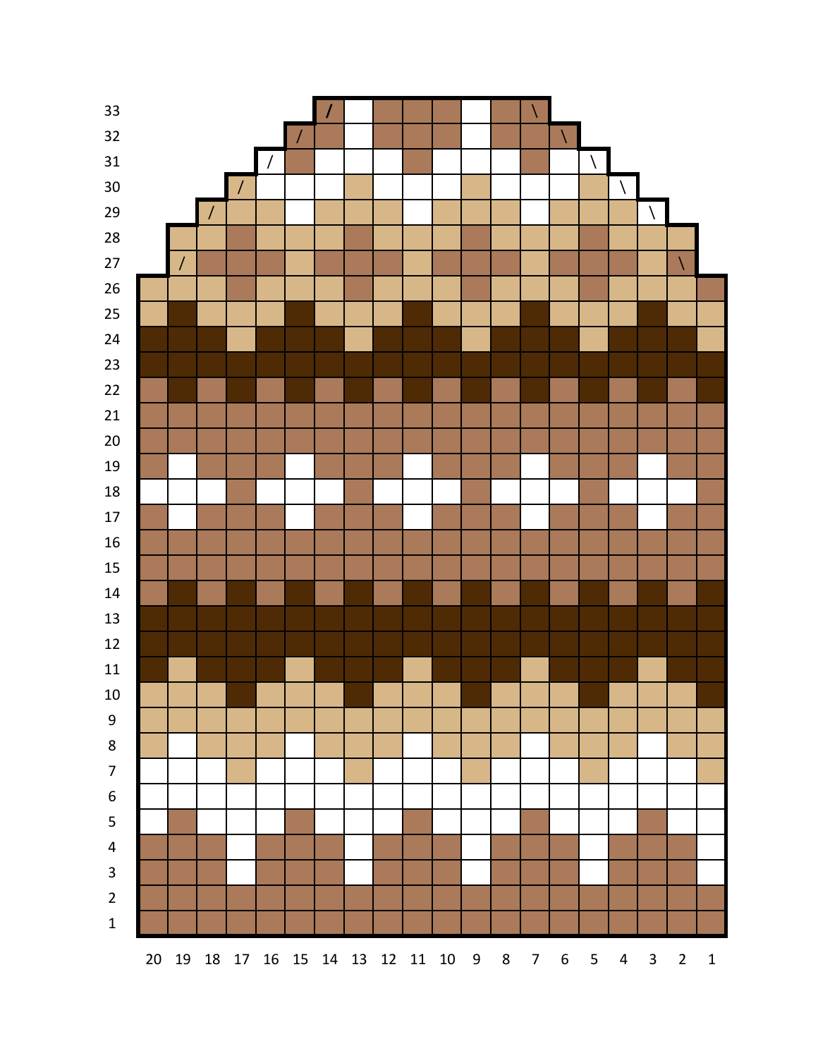33
32
31
30
29
28
27
26
25
24
23
22
21
20
19
18
17
16
15
14
13
12
11
10
9
8
7
6
5
4
3
2
1

20 19 18 17 16 15 14 13 12 11 10 9 8 7 6 5 4 3 2 1